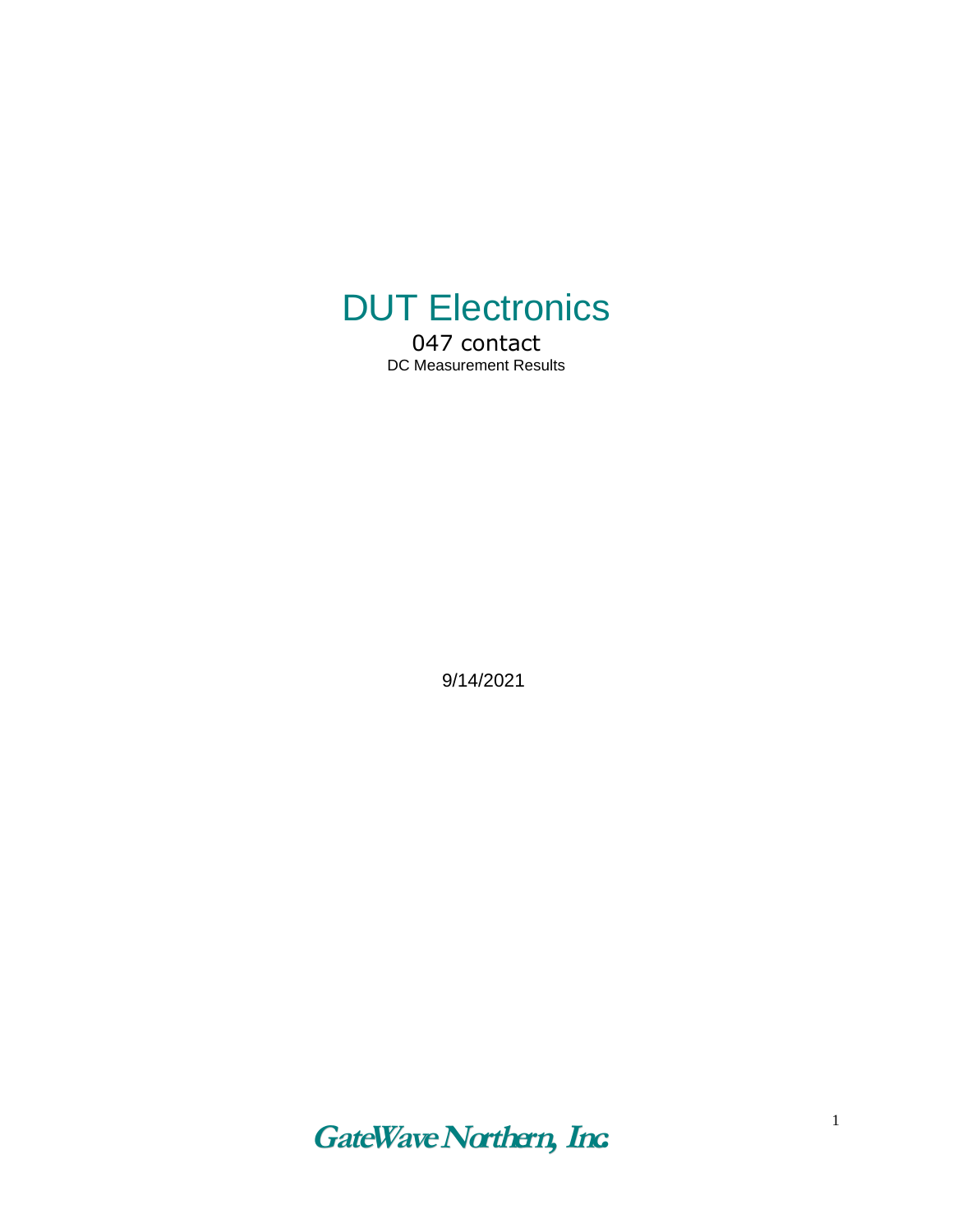# DUT Electronics

047 contact

DC Measurement Results

9/14/2021

**GateWave Northern, Inc.**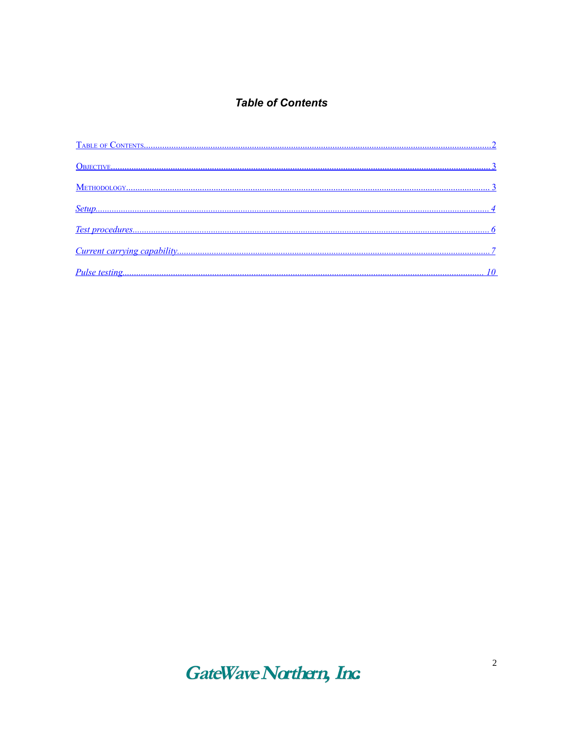# *Table of Contents*

Table of Contents....2

Objective....3

Methodology....3

*Setup....4*

*Test procedures....6*

*Current carrying capability....7*

*Pulse testing....10*

GateWave Northern, Inc.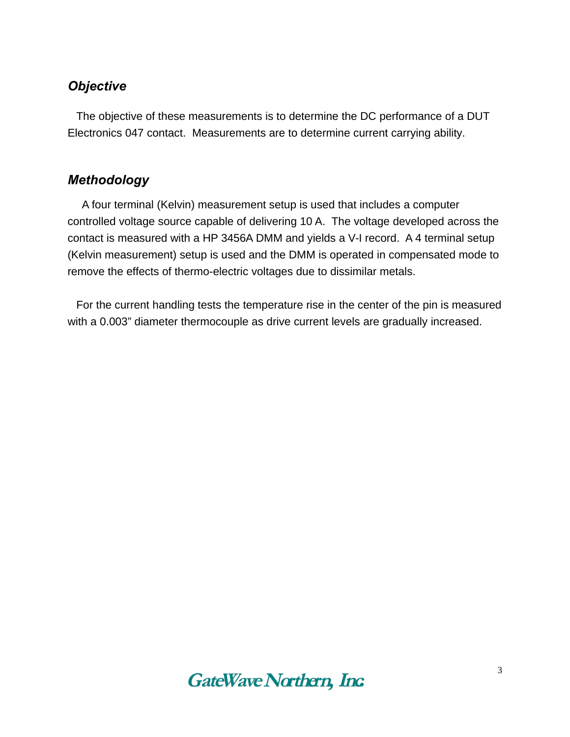## *Objective*

The objective of these measurements is to determine the DC performance of a DUT Electronics 047 contact. Measurements are to determine current carrying ability.

## *Methodology*

A four terminal (Kelvin) measurement setup is used that includes a computer controlled voltage source capable of delivering 10 A. The voltage developed across the contact is measured with a HP 3456A DMM and yields a V-I record. A 4 terminal setup (Kelvin measurement) setup is used and the DMM is operated in compensated mode to remove the effects of thermo-electric voltages due to dissimilar metals.

For the current handling tests the temperature rise in the center of the pin is measured with a 0.003" diameter thermocouple as drive current levels are gradually increased.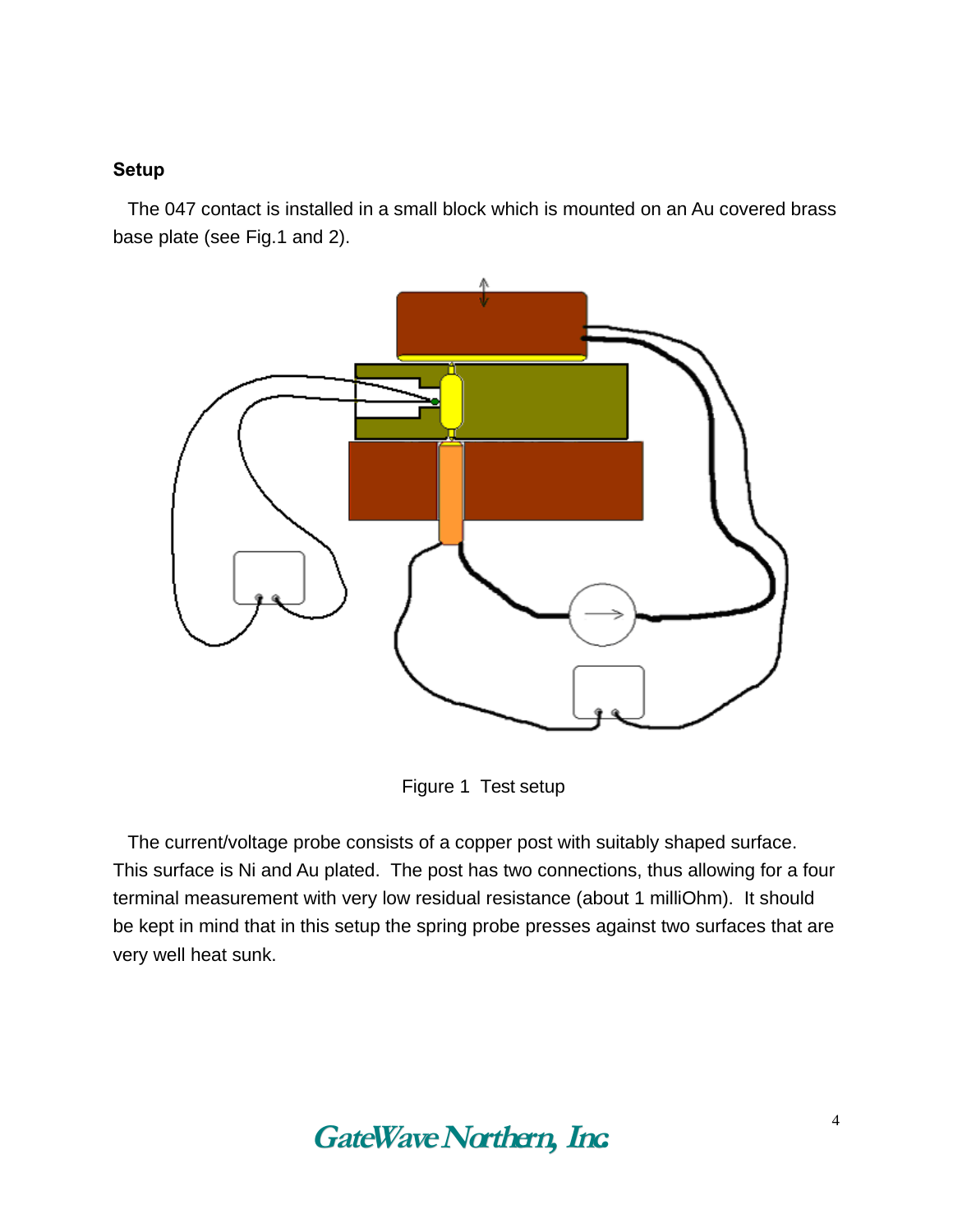## Setup

The 047 contact is installed in a small block which is mounted on an Au covered brass base plate (see Fig.1 and 2).

Figure 1 Test setup

The current/voltage probe consists of a copper post with suitably shaped surface. This surface is Ni and Au plated. The post has two connections, thus allowing for a four terminal measurement with very low residual resistance (about 1 milliOhm). It should be kept in mind that in this setup the spring probe presses against two surfaces that are very well heat sunk.

GateWave Northern, Inc.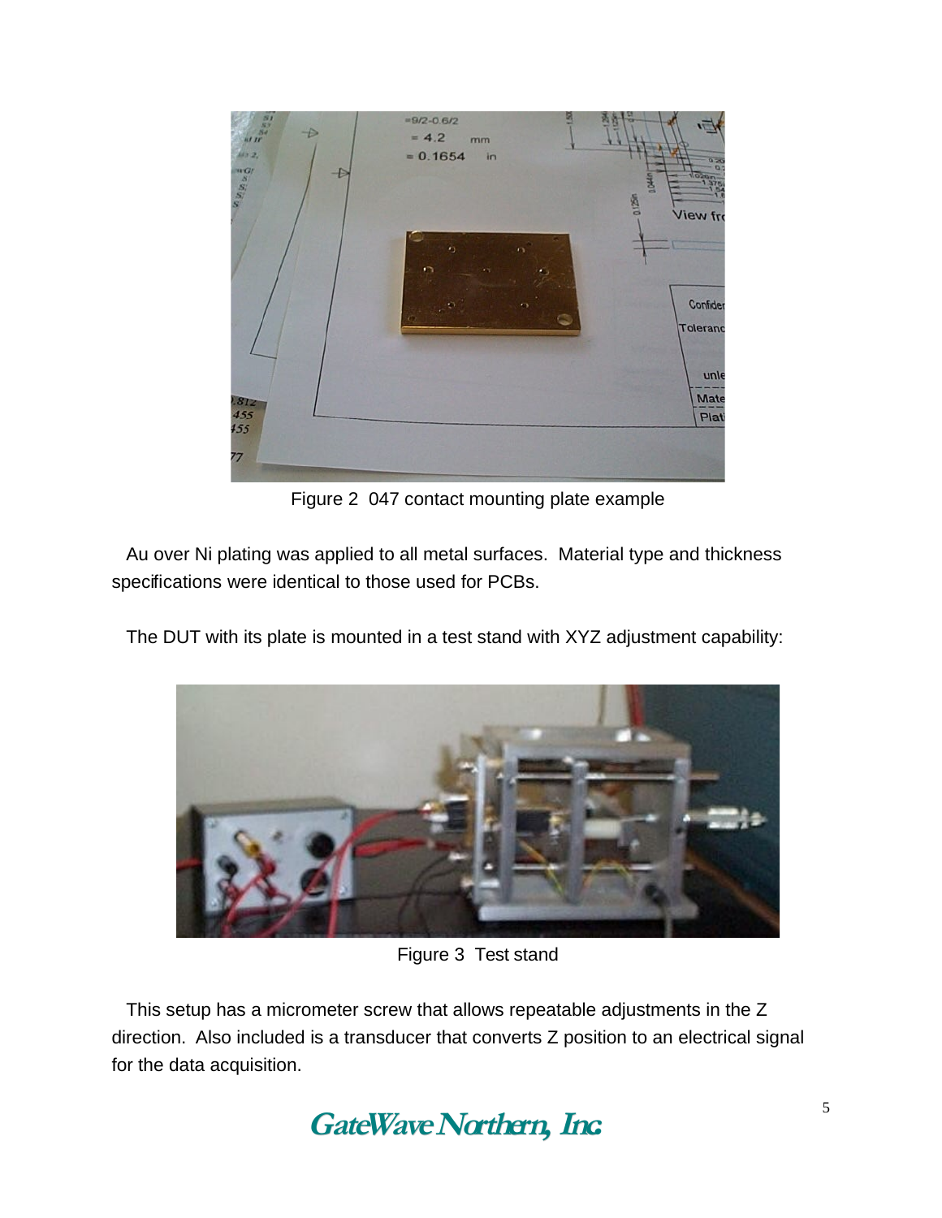Figure 2  047 contact mounting plate example

Au over Ni plating was applied to all metal surfaces.  Material type and thickness specifications were identical to those used for PCBs.

The DUT with its plate is mounted in a test stand with XYZ adjustment capability:

Figure 3  Test stand

This setup has a micrometer screw that allows repeatable adjustments in the Z direction.  Also included is a transducer that converts Z position to an electrical signal for the data acquisition.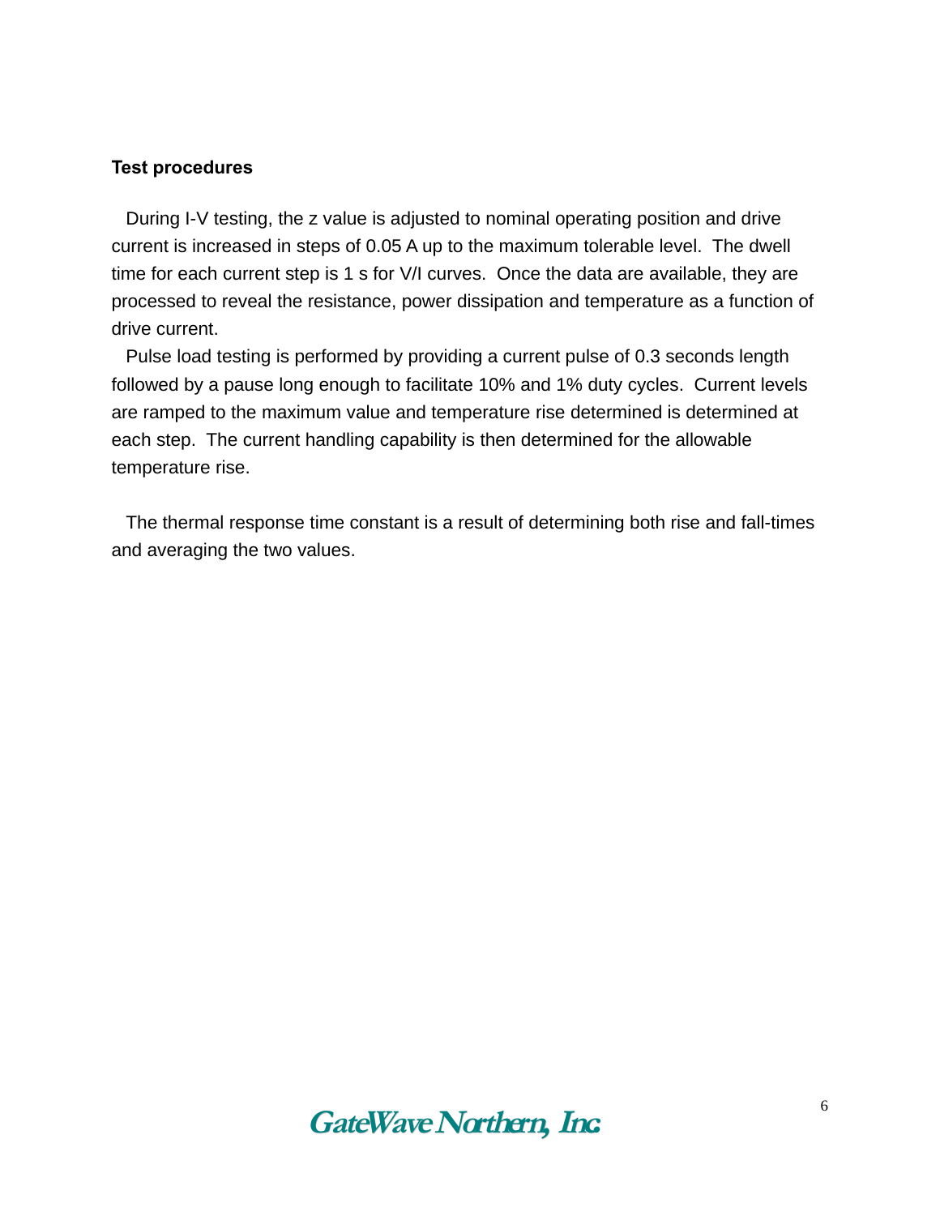**Test procedures**

During I-V testing, the z value is adjusted to nominal operating position and drive current is increased in steps of 0.05 A up to the maximum tolerable level. The dwell time for each current step is 1 s for V/I curves. Once the data are available, they are processed to reveal the resistance, power dissipation and temperature as a function of drive current.

Pulse load testing is performed by providing a current pulse of 0.3 seconds length followed by a pause long enough to facilitate 10% and 1% duty cycles. Current levels are ramped to the maximum value and temperature rise determined is determined at each step. The current handling capability is then determined for the allowable temperature rise.

The thermal response time constant is a result of determining both rise and fall-times and averaging the two values.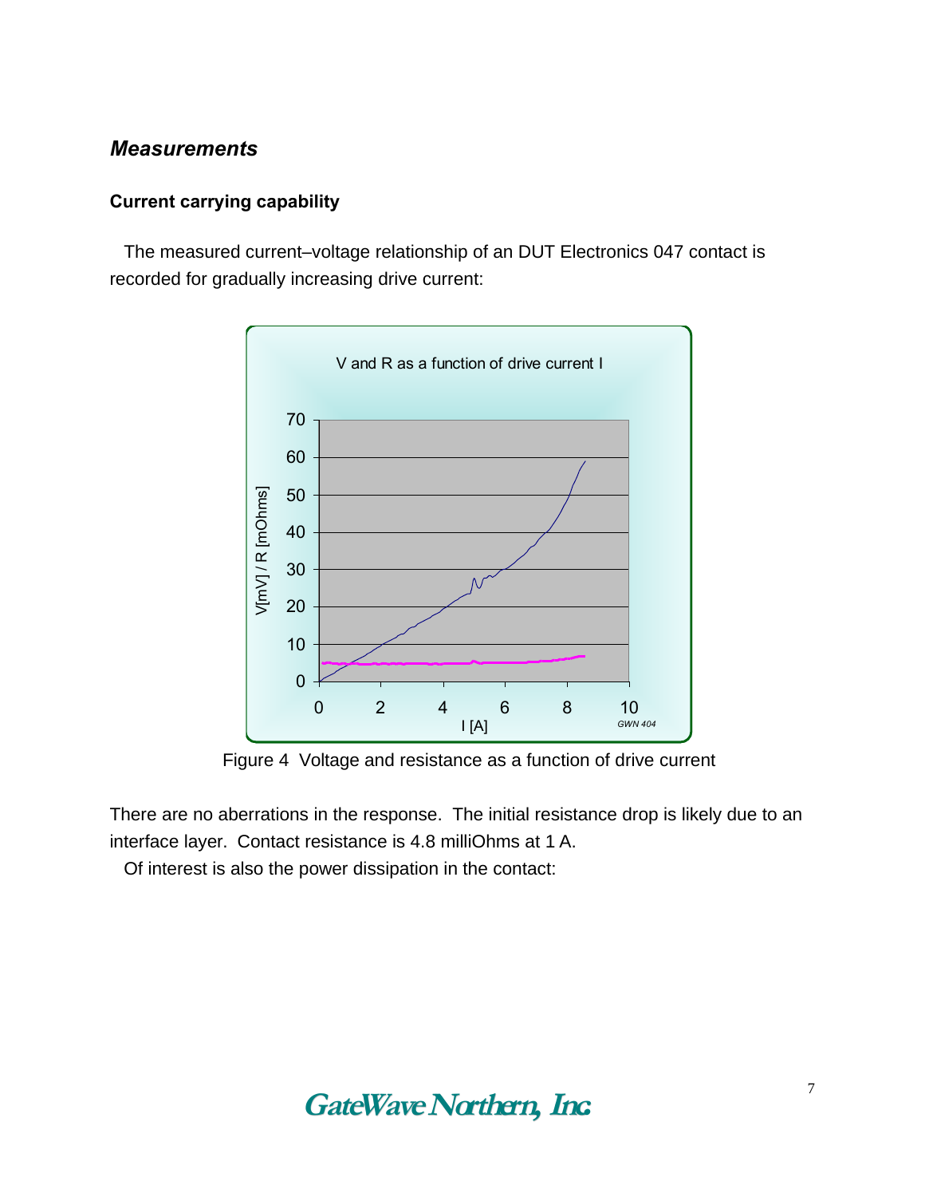## *Measurements*

### Current carrying capability

The measured current–voltage relationship of an DUT Electronics 047 contact is recorded for gradually increasing drive current:

Figure 4 Voltage and resistance as a function of drive current

There are no aberrations in the response. The initial resistance drop is likely due to an interface layer. Contact resistance is 4.8 milliOhms at 1 A.

Of interest is also the power dissipation in the contact: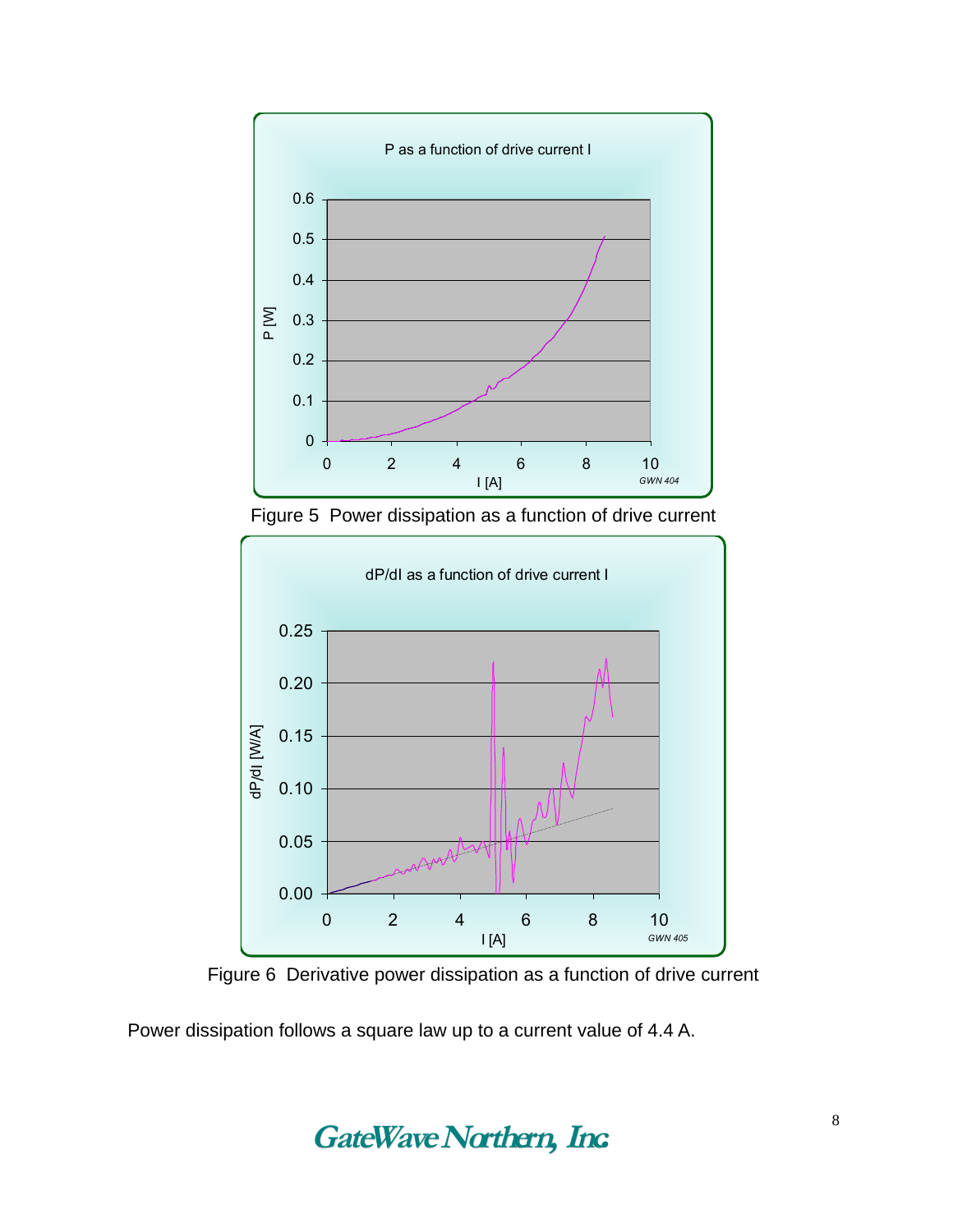Figure 5  Power dissipation as a function of drive current

Figure 6  Derivative power dissipation as a function of drive current

Power dissipation follows a square law up to a current value of 4.4 A.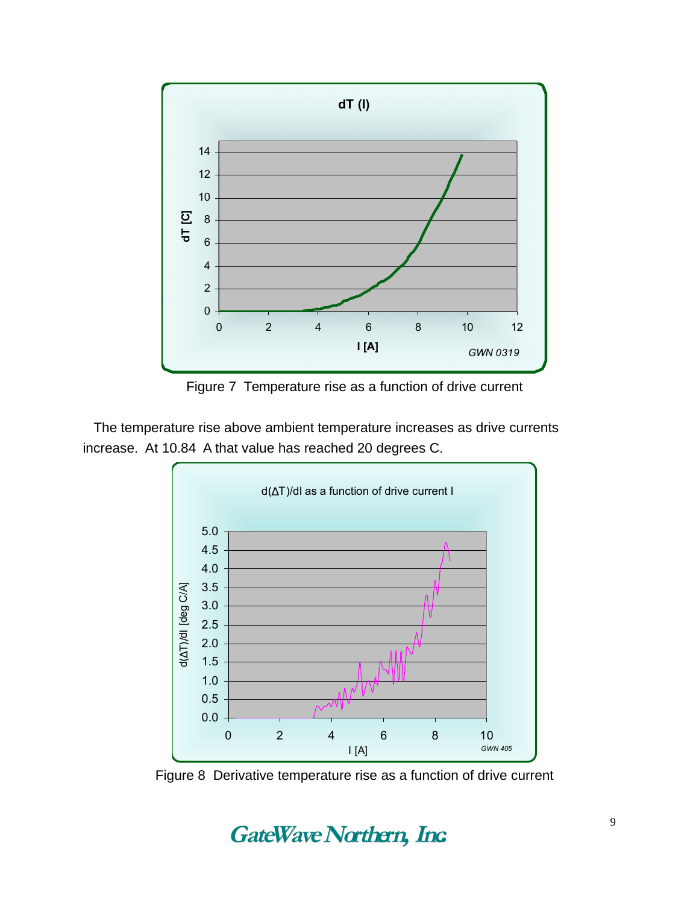Figure 7  Temperature rise as a function of drive current

The temperature rise above ambient temperature increases as drive currents increase.  At 10.84  A that value has reached 20 degrees C.

Figure 8  Derivative temperature rise as a function of drive current

**GateWave Northern, Inc.**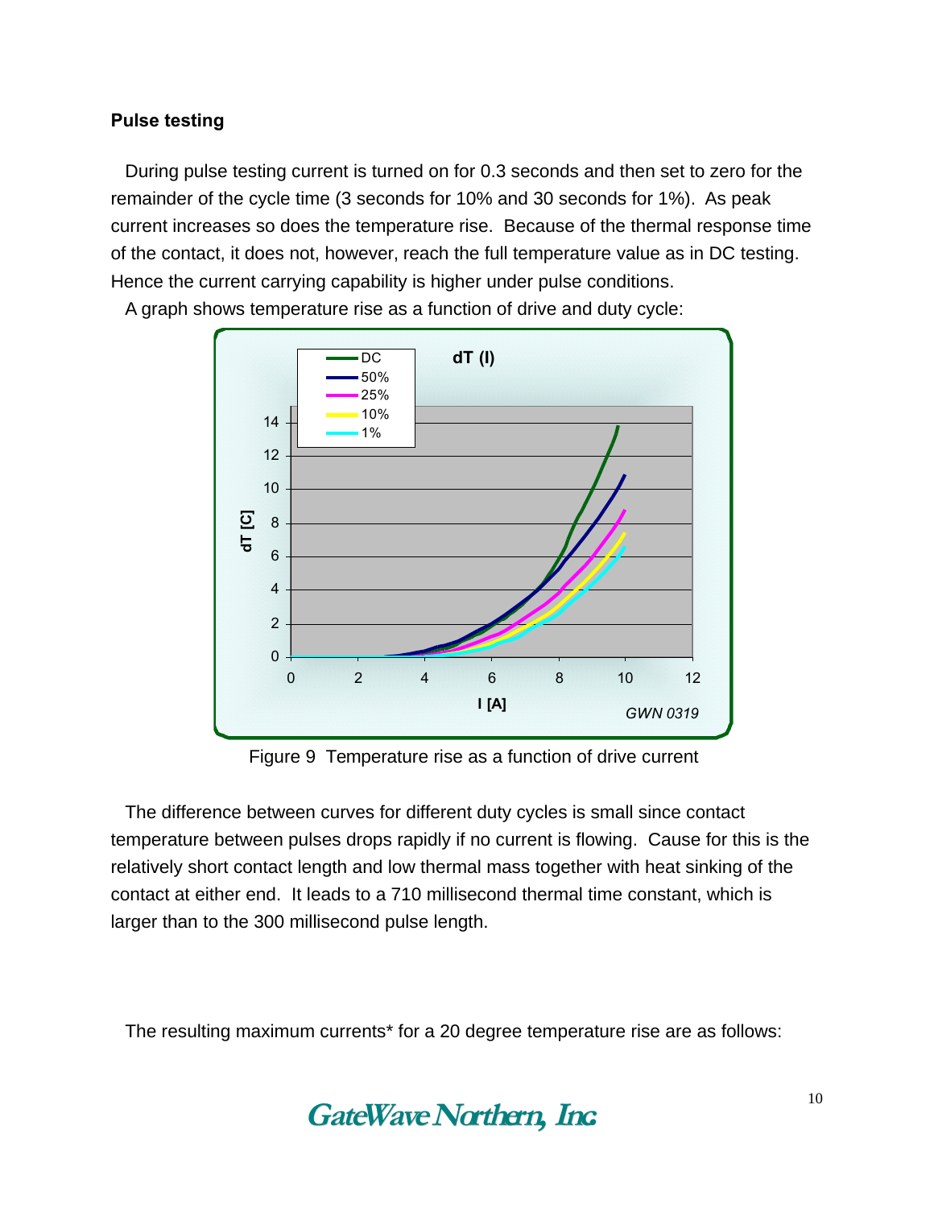### Pulse testing

During pulse testing current is turned on for 0.3 seconds and then set to zero for the remainder of the cycle time (3 seconds for 10% and 30 seconds for 1%). As peak current increases so does the temperature rise. Because of the thermal response time of the contact, it does not, however, reach the full temperature value as in DC testing. Hence the current carrying capability is higher under pulse conditions.

A graph shows temperature rise as a function of drive and duty cycle:

Figure 9 Temperature rise as a function of drive current

The difference between curves for different duty cycles is small since contact temperature between pulses drops rapidly if no current is flowing. Cause for this is the relatively short contact length and low thermal mass together with heat sinking of the contact at either end. It leads to a 710 millisecond thermal time constant, which is larger than to the 300 millisecond pulse length.

The resulting maximum currents* for a 20 degree temperature rise are as follows: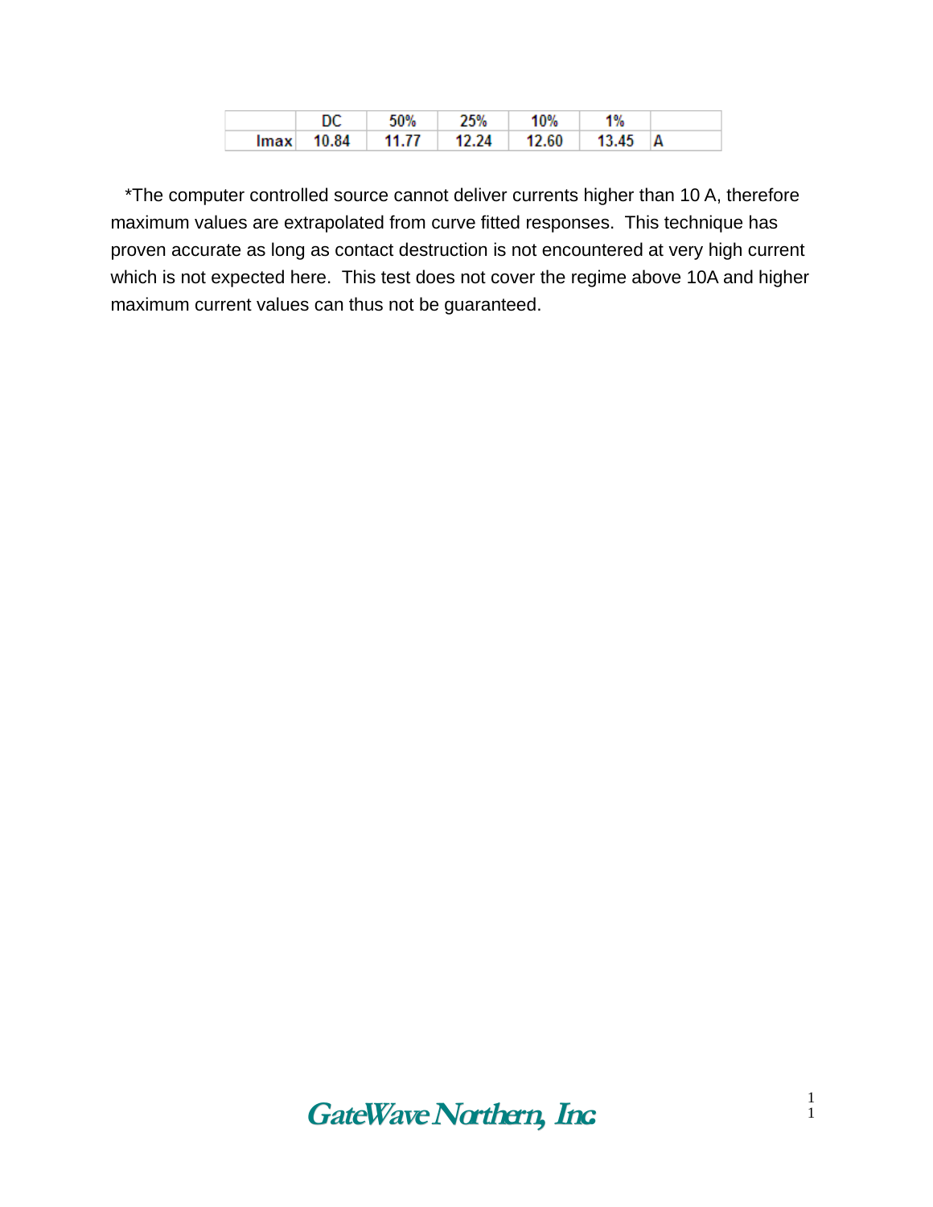| | DC | 50% | 25% | 10% | 1% | |
|---|---|---|---|---|---|---|
| Imax | 10.84 | 11.77 | 12.24 | 12.60 | 13.45 | A |

*The computer controlled source cannot deliver currents higher than 10 A, therefore maximum values are extrapolated from curve fitted responses. This technique has proven accurate as long as contact destruction is not encountered at very high current which is not expected here. This test does not cover the regime above 10A and higher maximum current values can thus not be guaranteed.

GateWave Northern, Inc.